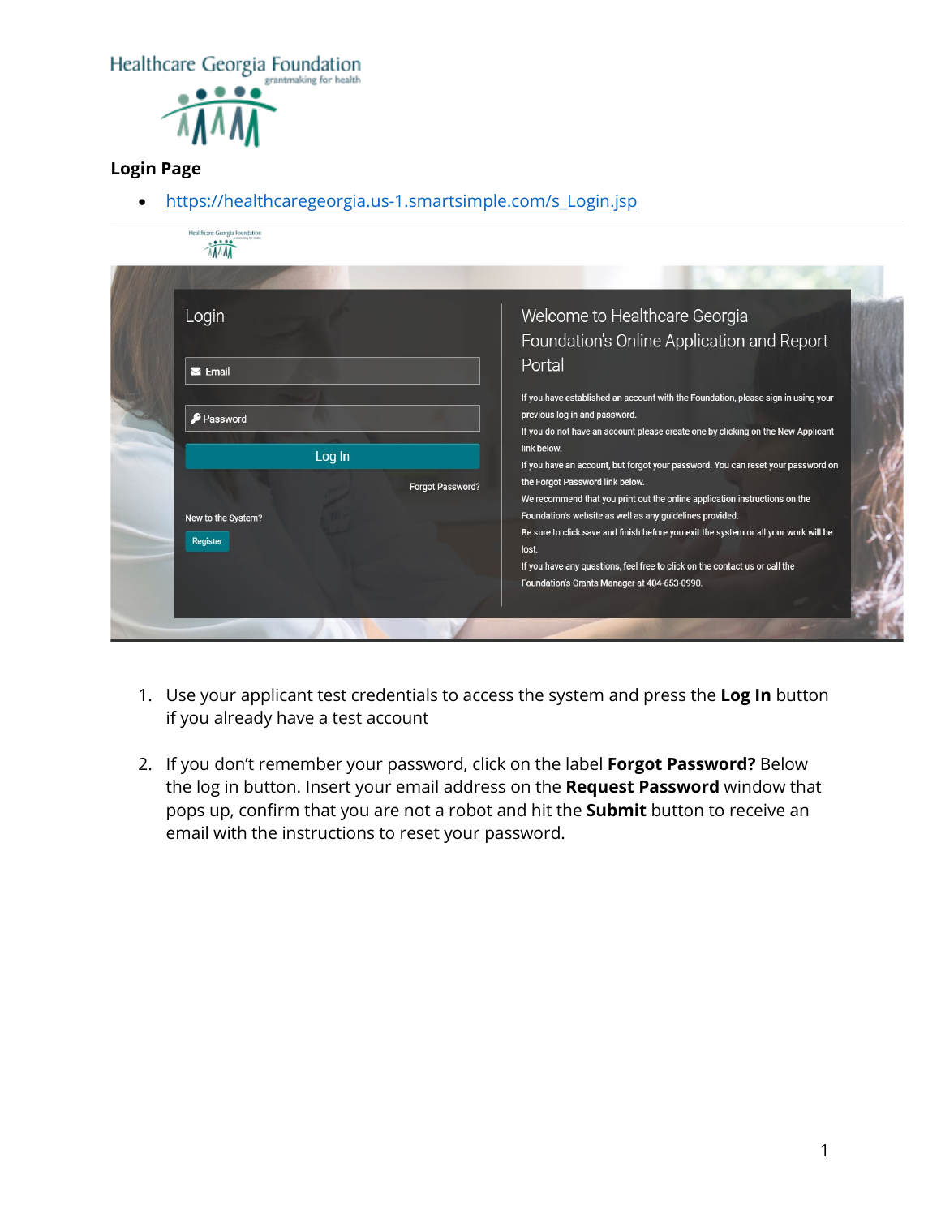Healthcare Georgia Foundation
grantmaking for health

**Login Page**

- https://healthcaregeorgia.us-1.smartsimple.com/s_Login.jsp

Login

Email

Password

Log In

Forgot Password?

New to the System?

Register

Welcome to Healthcare Georgia Foundation's Online Application and Report Portal

If you have established an account with the Foundation, please sign in using your previous log in and password.

If you do not have an account please create one by clicking on the New Applicant link below.

If you have an account, but forgot your password. You can reset your password on the Forgot Password link below.

We recommend that you print out the online application instructions on the Foundation's website as well as any guidelines provided.

Be sure to click save and finish before you exit the system or all your work will be lost.

If you have any questions, feel free to click on the contact us or call the Foundation's Grants Manager at 404-653-0990.

1. Use your applicant test credentials to access the system and press the **Log In** button if you already have a test account

2. If you don't remember your password, click on the label **Forgot Password?** Below the log in button. Insert your email address on the **Request Password** window that pops up, confirm that you are not a robot and hit the **Submit** button to receive an email with the instructions to reset your password.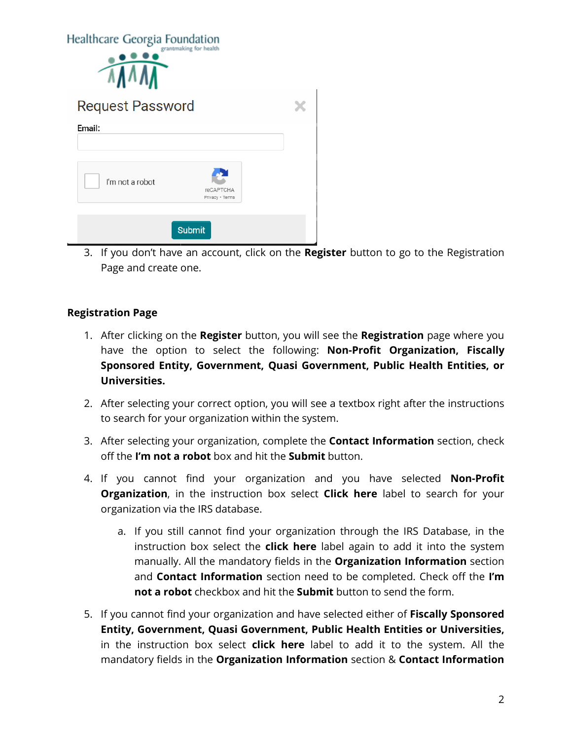3. If you don't have an account, click on the **Register** button to go to the Registration Page and create one.

**Registration Page**

1. After clicking on the **Register** button, you will see the **Registration** page where you have the option to select the following: **Non-Profit Organization, Fiscally Sponsored Entity, Government, Quasi Government, Public Health Entities, or Universities.**

2. After selecting your correct option, you will see a textbox right after the instructions to search for your organization within the system.

3. After selecting your organization, complete the **Contact Information** section, check off the **I'm not a robot** box and hit the **Submit** button.

4. If you cannot find your organization and you have selected **Non-Profit Organization**, in the instruction box select **Click here** label to search for your organization via the IRS database.

   a. If you still cannot find your organization through the IRS Database, in the instruction box select the **click here** label again to add it into the system manually. All the mandatory fields in the **Organization Information** section and **Contact Information** section need to be completed. Check off the **I'm not a robot** checkbox and hit the **Submit** button to send the form.

5. If you cannot find your organization and have selected either of **Fiscally Sponsored Entity, Government, Quasi Government, Public Health Entities or Universities,** in the instruction box select **click here** label to add it to the system. All the mandatory fields in the **Organization Information** section & **Contact Information**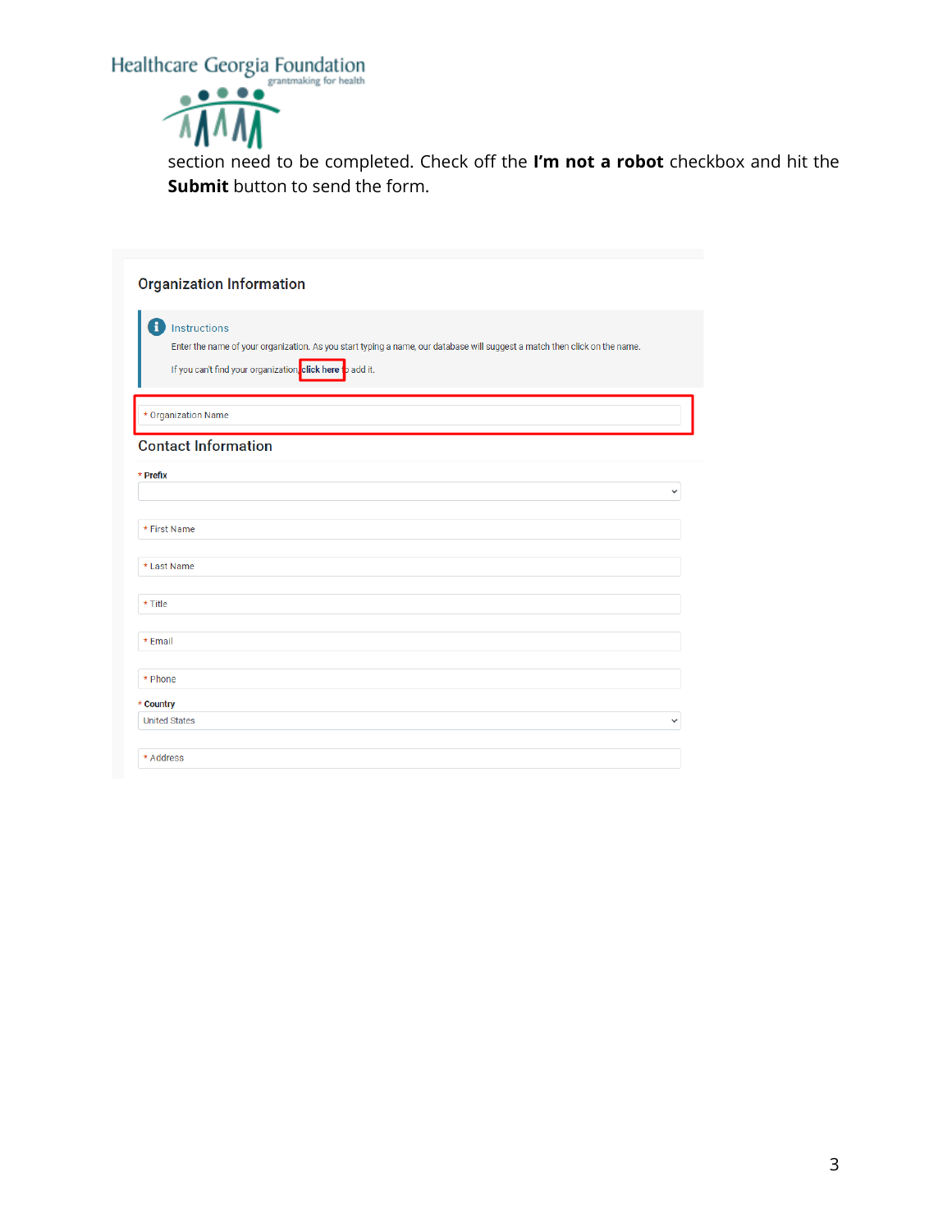section need to be completed. Check off the **I'm not a robot** checkbox and hit the **Submit** button to send the form.

## Organization Information

**Instructions**

Enter the name of your organization. As you start typing a name, our database will suggest a match then click on the name.

If you can't find your organization, **click here** to add it.

* Organization Name

## Contact Information

* **Prefix**

* First Name

* Last Name

* Title

* Email

* Phone

* **Country**

United States

* Address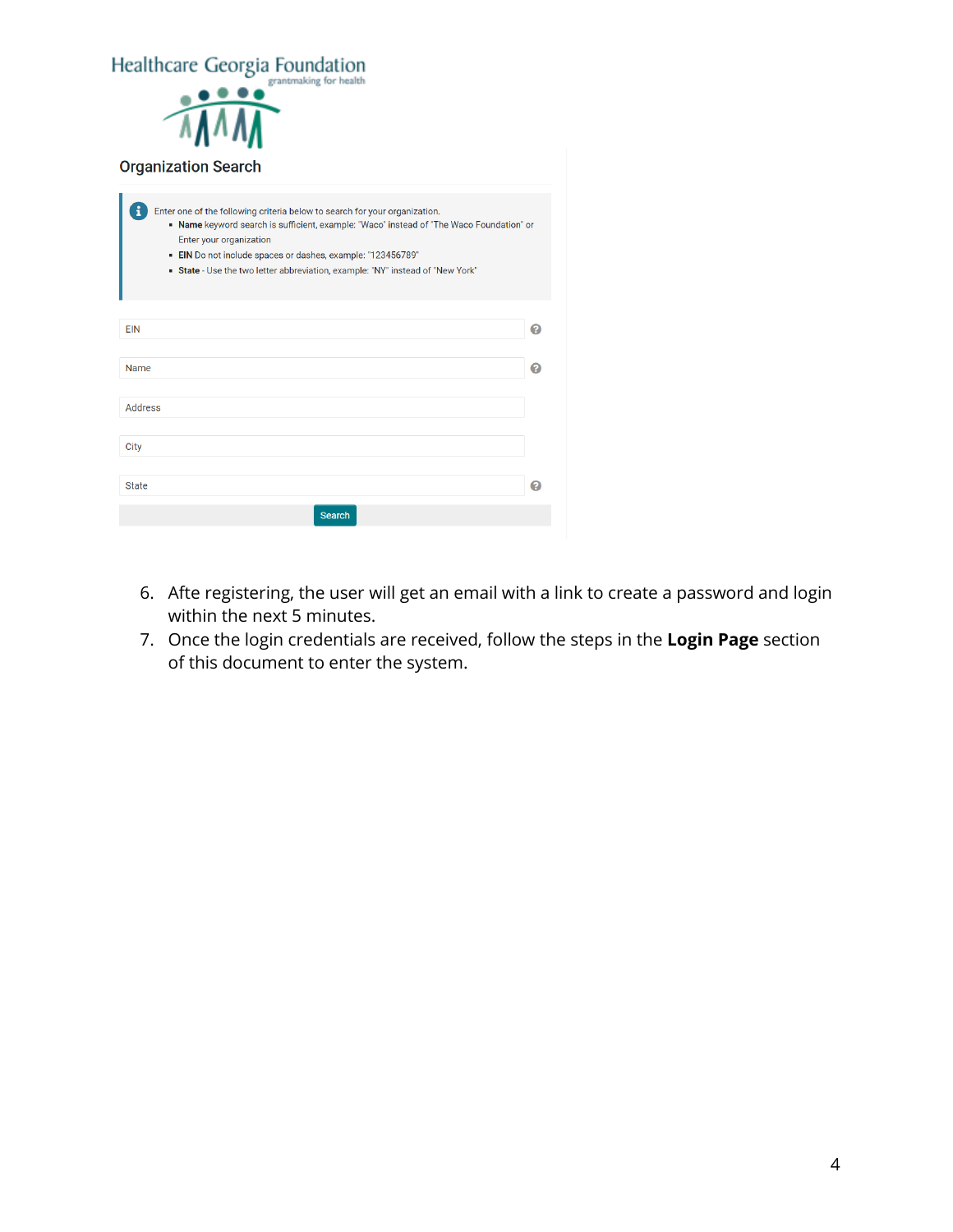Healthcare Georgia Foundation
grantmaking for health

## Organization Search

Enter one of the following criteria below to search for your organization.

- **Name** keyword search is sufficient, example: "Waco" instead of "The Waco Foundation" or Enter your organization
- **EIN** Do not include spaces or dashes, example: "123456789"
- **State** - Use the two letter abbreviation, example: "NY" instead of "New York"

EIN

Name

Address

City

State

Search

6. Afte registering, the user will get an email with a link to create a password and login within the next 5 minutes.
7. Once the login credentials are received, follow the steps in the **Login Page** section of this document to enter the system.